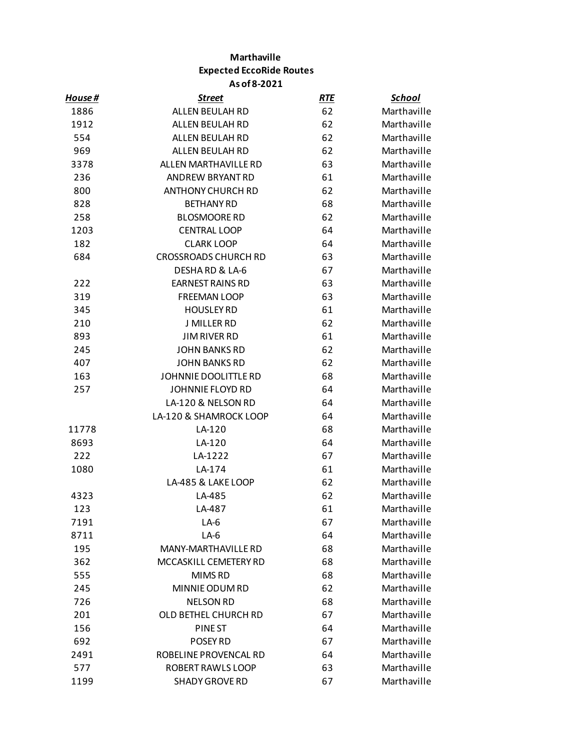# Marthaville
## Expected EccoRide Routes
### As of 8-2021

| House # | Street | RTE | School |
|---|---|---|---|
| 1886 | ALLEN BEULAH RD | 62 | Marthaville |
| 1912 | ALLEN BEULAH RD | 62 | Marthaville |
| 554 | ALLEN BEULAH RD | 62 | Marthaville |
| 969 | ALLEN BEULAH RD | 62 | Marthaville |
| 3378 | ALLEN MARTHAVILLE RD | 63 | Marthaville |
| 236 | ANDREW BRYANT RD | 61 | Marthaville |
| 800 | ANTHONY CHURCH RD | 62 | Marthaville |
| 828 | BETHANY RD | 68 | Marthaville |
| 258 | BLOSMOORE RD | 62 | Marthaville |
| 1203 | CENTRAL LOOP | 64 | Marthaville |
| 182 | CLARK LOOP | 64 | Marthaville |
| 684 | CROSSROADS CHURCH RD | 63 | Marthaville |
| | DESHA RD & LA-6 | 67 | Marthaville |
| 222 | EARNEST RAINS RD | 63 | Marthaville |
| 319 | FREEMAN LOOP | 63 | Marthaville |
| 345 | HOUSLEY RD | 61 | Marthaville |
| 210 | J MILLER RD | 62 | Marthaville |
| 893 | JIM RIVER RD | 61 | Marthaville |
| 245 | JOHN BANKS RD | 62 | Marthaville |
| 407 | JOHN BANKS RD | 62 | Marthaville |
| 163 | JOHNNIE DOOLITTLE RD | 68 | Marthaville |
| 257 | JOHNNIE FLOYD RD | 64 | Marthaville |
| | LA-120 & NELSON RD | 64 | Marthaville |
| | LA-120 & SHAMROCK LOOP | 64 | Marthaville |
| 11778 | LA-120 | 68 | Marthaville |
| 8693 | LA-120 | 64 | Marthaville |
| 222 | LA-1222 | 67 | Marthaville |
| 1080 | LA-174 | 61 | Marthaville |
| | LA-485 & LAKE LOOP | 62 | Marthaville |
| 4323 | LA-485 | 62 | Marthaville |
| 123 | LA-487 | 61 | Marthaville |
| 7191 | LA-6 | 67 | Marthaville |
| 8711 | LA-6 | 64 | Marthaville |
| 195 | MANY-MARTHAVILLE RD | 68 | Marthaville |
| 362 | MCCASKILL CEMETERY RD | 68 | Marthaville |
| 555 | MIMS RD | 68 | Marthaville |
| 245 | MINNIE ODUM RD | 62 | Marthaville |
| 726 | NELSON RD | 68 | Marthaville |
| 201 | OLD BETHEL CHURCH RD | 67 | Marthaville |
| 156 | PINE ST | 64 | Marthaville |
| 692 | POSEY RD | 67 | Marthaville |
| 2491 | ROBELINE PROVENCAL RD | 64 | Marthaville |
| 577 | ROBERT RAWLS LOOP | 63 | Marthaville |
| 1199 | SHADY GROVE RD | 67 | Marthaville |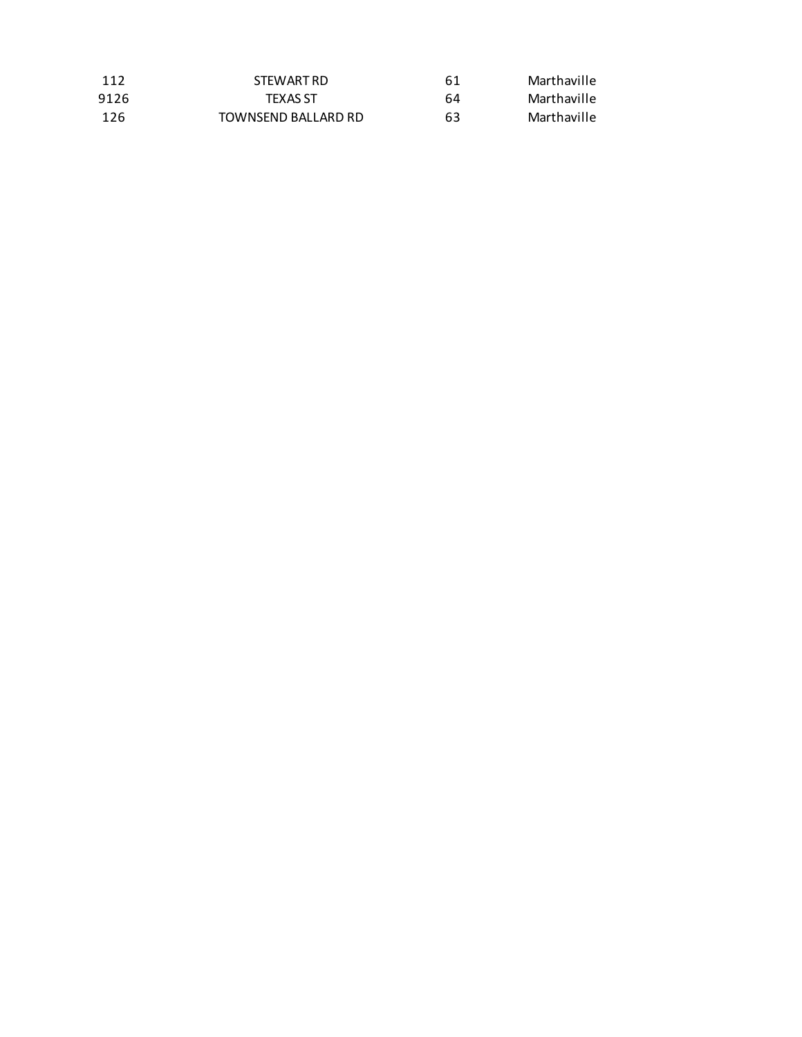| | | | |
|---|---|---|---|
| 112 | STEWART RD | 61 | Marthaville |
| 9126 | TEXAS ST | 64 | Marthaville |
| 126 | TOWNSEND BALLARD RD | 63 | Marthaville |